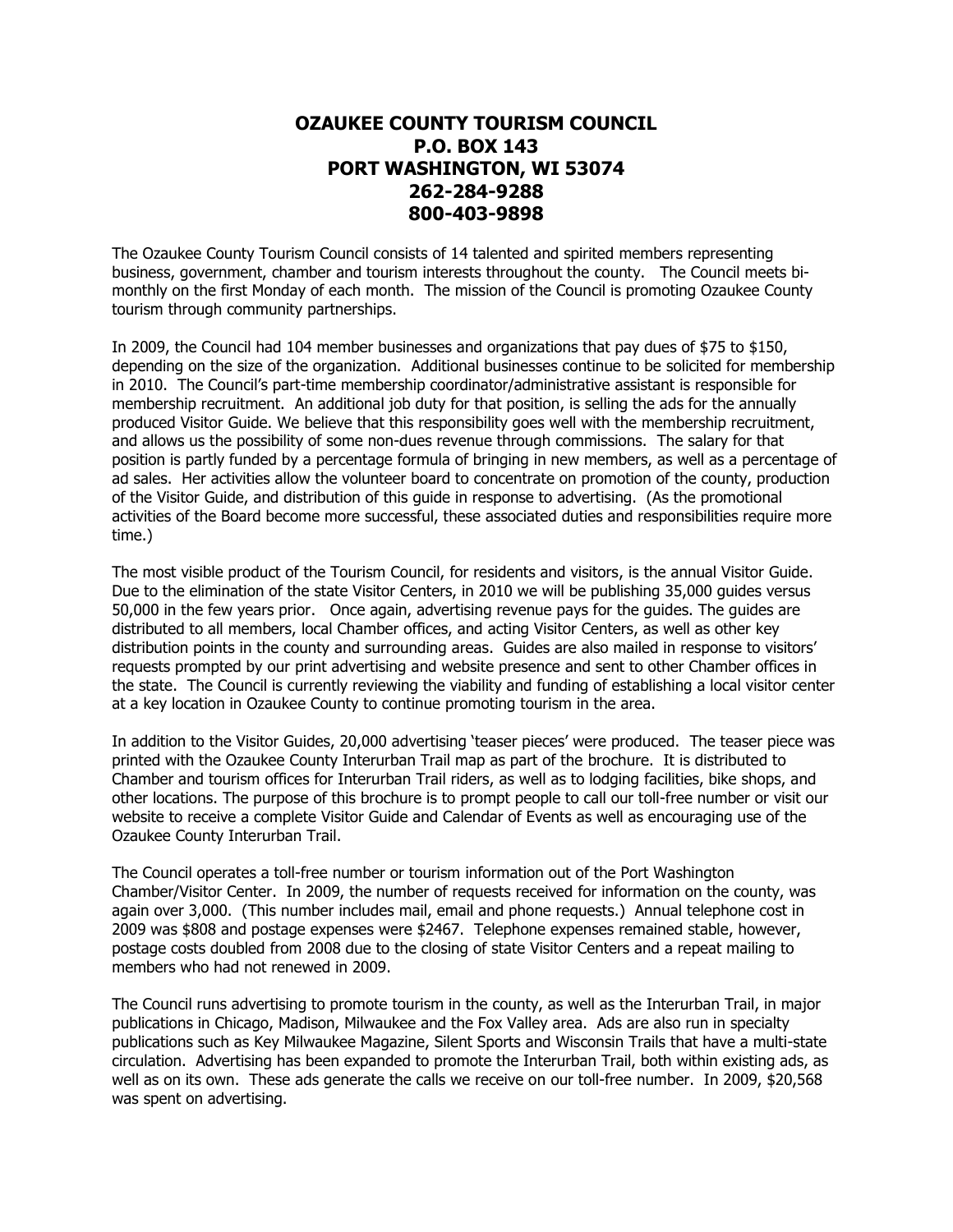# OZAUKEE COUNTY TOURISM COUNCIL
# P.O. BOX 143
# PORT WASHINGTON, WI 53074
# 262-284-9288
# 800-403-9898

The Ozaukee County Tourism Council consists of 14 talented and spirited members representing business, government, chamber and tourism interests throughout the county. The Council meets bi-monthly on the first Monday of each month. The mission of the Council is promoting Ozaukee County tourism through community partnerships.

In 2009, the Council had 104 member businesses and organizations that pay dues of $75 to $150, depending on the size of the organization. Additional businesses continue to be solicited for membership in 2010. The Council's part-time membership coordinator/administrative assistant is responsible for membership recruitment. An additional job duty for that position, is selling the ads for the annually produced Visitor Guide. We believe that this responsibility goes well with the membership recruitment, and allows us the possibility of some non-dues revenue through commissions. The salary for that position is partly funded by a percentage formula of bringing in new members, as well as a percentage of ad sales. Her activities allow the volunteer board to concentrate on promotion of the county, production of the Visitor Guide, and distribution of this guide in response to advertising. (As the promotional activities of the Board become more successful, these associated duties and responsibilities require more time.)

The most visible product of the Tourism Council, for residents and visitors, is the annual Visitor Guide. Due to the elimination of the state Visitor Centers, in 2010 we will be publishing 35,000 guides versus 50,000 in the few years prior. Once again, advertising revenue pays for the guides. The guides are distributed to all members, local Chamber offices, and acting Visitor Centers, as well as other key distribution points in the county and surrounding areas. Guides are also mailed in response to visitors' requests prompted by our print advertising and website presence and sent to other Chamber offices in the state. The Council is currently reviewing the viability and funding of establishing a local visitor center at a key location in Ozaukee County to continue promoting tourism in the area.

In addition to the Visitor Guides, 20,000 advertising 'teaser pieces' were produced. The teaser piece was printed with the Ozaukee County Interurban Trail map as part of the brochure. It is distributed to Chamber and tourism offices for Interurban Trail riders, as well as to lodging facilities, bike shops, and other locations. The purpose of this brochure is to prompt people to call our toll-free number or visit our website to receive a complete Visitor Guide and Calendar of Events as well as encouraging use of the Ozaukee County Interurban Trail.

The Council operates a toll-free number or tourism information out of the Port Washington Chamber/Visitor Center. In 2009, the number of requests received for information on the county, was again over 3,000. (This number includes mail, email and phone requests.) Annual telephone cost in 2009 was $808 and postage expenses were $2467. Telephone expenses remained stable, however, postage costs doubled from 2008 due to the closing of state Visitor Centers and a repeat mailing to members who had not renewed in 2009.

The Council runs advertising to promote tourism in the county, as well as the Interurban Trail, in major publications in Chicago, Madison, Milwaukee and the Fox Valley area. Ads are also run in specialty publications such as Key Milwaukee Magazine, Silent Sports and Wisconsin Trails that have a multi-state circulation. Advertising has been expanded to promote the Interurban Trail, both within existing ads, as well as on its own. These ads generate the calls we receive on our toll-free number. In 2009, $20,568 was spent on advertising.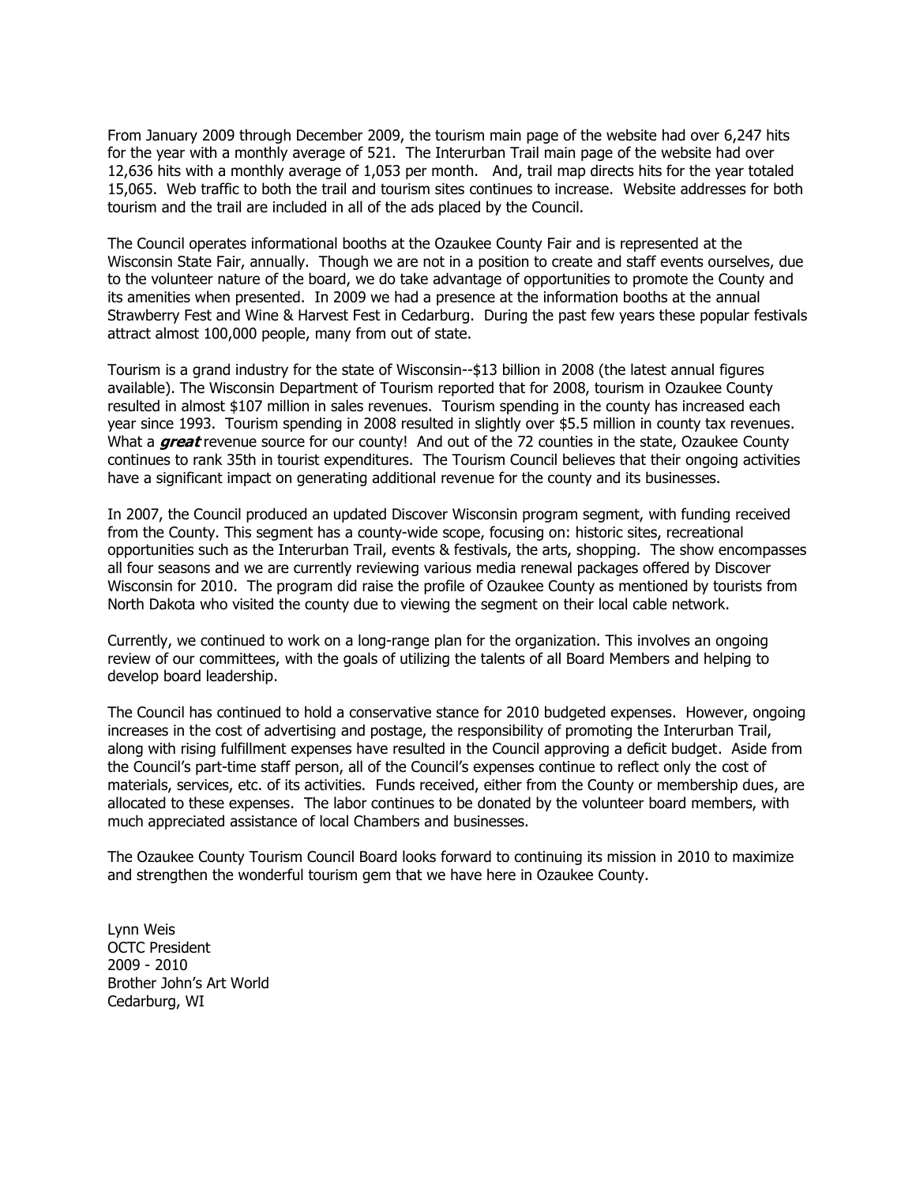From January 2009 through December 2009, the tourism main page of the website had over 6,247 hits for the year with a monthly average of 521. The Interurban Trail main page of the website had over 12,636 hits with a monthly average of 1,053 per month. And, trail map directs hits for the year totaled 15,065. Web traffic to both the trail and tourism sites continues to increase. Website addresses for both tourism and the trail are included in all of the ads placed by the Council.

The Council operates informational booths at the Ozaukee County Fair and is represented at the Wisconsin State Fair, annually. Though we are not in a position to create and staff events ourselves, due to the volunteer nature of the board, we do take advantage of opportunities to promote the County and its amenities when presented. In 2009 we had a presence at the information booths at the annual Strawberry Fest and Wine & Harvest Fest in Cedarburg. During the past few years these popular festivals attract almost 100,000 people, many from out of state.

Tourism is a grand industry for the state of Wisconsin--$13 billion in 2008 (the latest annual figures available). The Wisconsin Department of Tourism reported that for 2008, tourism in Ozaukee County resulted in almost $107 million in sales revenues. Tourism spending in the county has increased each year since 1993. Tourism spending in 2008 resulted in slightly over $5.5 million in county tax revenues. What a ***great*** revenue source for our county! And out of the 72 counties in the state, Ozaukee County continues to rank 35th in tourist expenditures. The Tourism Council believes that their ongoing activities have a significant impact on generating additional revenue for the county and its businesses.

In 2007, the Council produced an updated Discover Wisconsin program segment, with funding received from the County. This segment has a county-wide scope, focusing on: historic sites, recreational opportunities such as the Interurban Trail, events & festivals, the arts, shopping. The show encompasses all four seasons and we are currently reviewing various media renewal packages offered by Discover Wisconsin for 2010. The program did raise the profile of Ozaukee County as mentioned by tourists from North Dakota who visited the county due to viewing the segment on their local cable network.

Currently, we continued to work on a long-range plan for the organization. This involves an ongoing review of our committees, with the goals of utilizing the talents of all Board Members and helping to develop board leadership.

The Council has continued to hold a conservative stance for 2010 budgeted expenses. However, ongoing increases in the cost of advertising and postage, the responsibility of promoting the Interurban Trail, along with rising fulfillment expenses have resulted in the Council approving a deficit budget. Aside from the Council's part-time staff person, all of the Council's expenses continue to reflect only the cost of materials, services, etc. of its activities. Funds received, either from the County or membership dues, are allocated to these expenses. The labor continues to be donated by the volunteer board members, with much appreciated assistance of local Chambers and businesses.

The Ozaukee County Tourism Council Board looks forward to continuing its mission in 2010 to maximize and strengthen the wonderful tourism gem that we have here in Ozaukee County.

Lynn Weis
OCTC President
2009 - 2010
Brother John's Art World
Cedarburg, WI